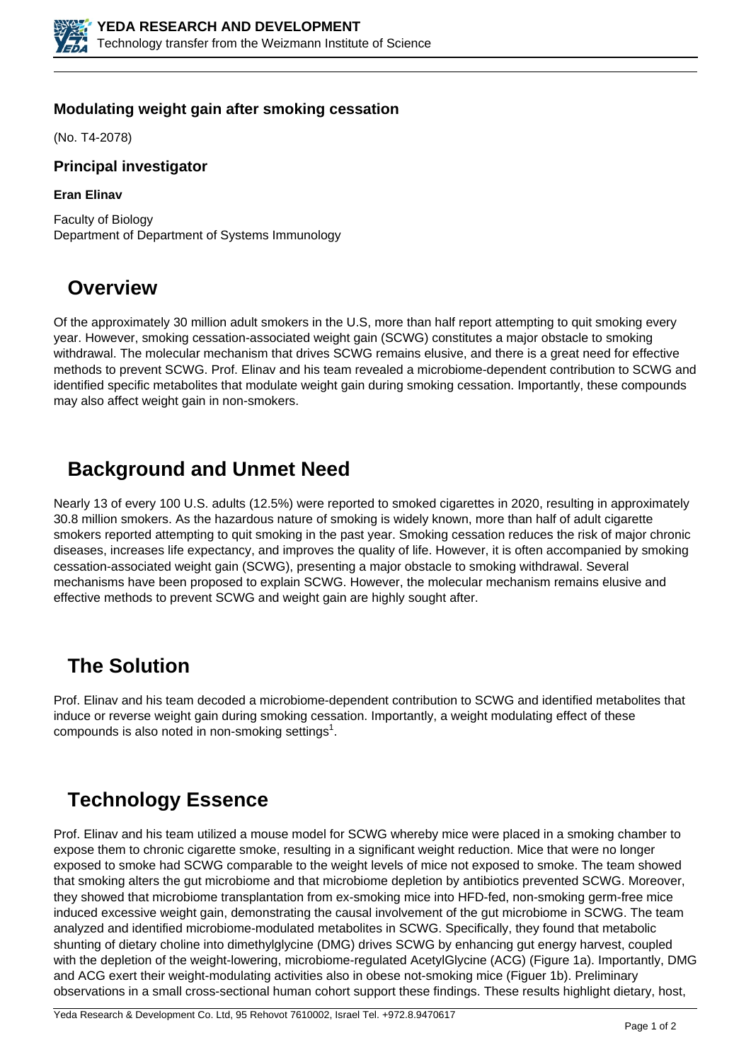**Modulating weight gain after smoking cessation**

(No. T4-2078)

### Principal investigator

**Eran Elinav**

Faculty of Biology
Department of Department of Systems Immunology

## Overview

Of the approximately 30 million adult smokers in the U.S, more than half report attempting to quit smoking every year. However, smoking cessation-associated weight gain (SCWG) constitutes a major obstacle to smoking withdrawal. The molecular mechanism that drives SCWG remains elusive, and there is a great need for effective methods to prevent SCWG. Prof. Elinav and his team revealed a microbiome-dependent contribution to SCWG and identified specific metabolites that modulate weight gain during smoking cessation. Importantly, these compounds may also affect weight gain in non-smokers.

## Background and Unmet Need

Nearly 13 of every 100 U.S. adults (12.5%) were reported to smoked cigarettes in 2020, resulting in approximately 30.8 million smokers. As the hazardous nature of smoking is widely known, more than half of adult cigarette smokers reported attempting to quit smoking in the past year. Smoking cessation reduces the risk of major chronic diseases, increases life expectancy, and improves the quality of life. However, it is often accompanied by smoking cessation-associated weight gain (SCWG), presenting a major obstacle to smoking withdrawal. Several mechanisms have been proposed to explain SCWG. However, the molecular mechanism remains elusive and effective methods to prevent SCWG and weight gain are highly sought after.

## The Solution

Prof. Elinav and his team decoded a microbiome-dependent contribution to SCWG and identified metabolites that induce or reverse weight gain during smoking cessation. Importantly, a weight modulating effect of these compounds is also noted in non-smoking settings[1].

## Technology Essence

Prof. Elinav and his team utilized a mouse model for SCWG whereby mice were placed in a smoking chamber to expose them to chronic cigarette smoke, resulting in a significant weight reduction. Mice that were no longer exposed to smoke had SCWG comparable to the weight levels of mice not exposed to smoke. The team showed that smoking alters the gut microbiome and that microbiome depletion by antibiotics prevented SCWG. Moreover, they showed that microbiome transplantation from ex-smoking mice into HFD-fed, non-smoking germ-free mice induced excessive weight gain, demonstrating the causal involvement of the gut microbiome in SCWG. The team analyzed and identified microbiome-modulated metabolites in SCWG. Specifically, they found that metabolic shunting of dietary choline into dimethylglycine (DMG) drives SCWG by enhancing gut energy harvest, coupled with the depletion of the weight-lowering, microbiome-regulated AcetylGlycine (ACG) (Figure 1a). Importantly, DMG and ACG exert their weight-modulating activities also in obese not-smoking mice (Figuer 1b). Preliminary observations in a small cross-sectional human cohort support these findings. These results highlight dietary, host,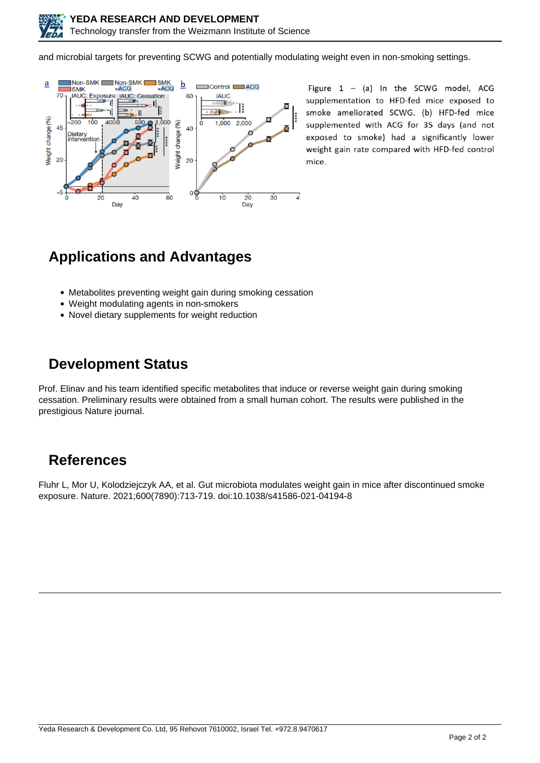and microbial targets for preventing SCWG and potentially modulating weight even in non-smoking settings.

a
Non-SMK
SMK
Non-SMK +ACG
SMK +ACG
IAUC: Exposure
IAUC: Cessation
Weight change (%)
Dietary intervention
Day

b
Control
ACG
IAUC
Weight change (%)
Day

Figure 1 – (a) In the SCWG model, ACG supplementation to HFD-fed mice exposed to smoke ameliorated SCWG. (b) HFD-fed mice supplemented with ACG for 35 days (and not exposed to smoke) had a significantly lower weight gain rate compared with HFD-fed control mice.

## Applications and Advantages

- Metabolites preventing weight gain during smoking cessation
- Weight modulating agents in non-smokers
- Novel dietary supplements for weight reduction

## Development Status

Prof. Elinav and his team identified specific metabolites that induce or reverse weight gain during smoking cessation. Preliminary results were obtained from a small human cohort. The results were published in the prestigious Nature journal.

## References

Fluhr L, Mor U, Kolodziejczyk AA, et al. Gut microbiota modulates weight gain in mice after discontinued smoke exposure. Nature. 2021;600(7890):713-719. doi:10.1038/s41586-021-04194-8